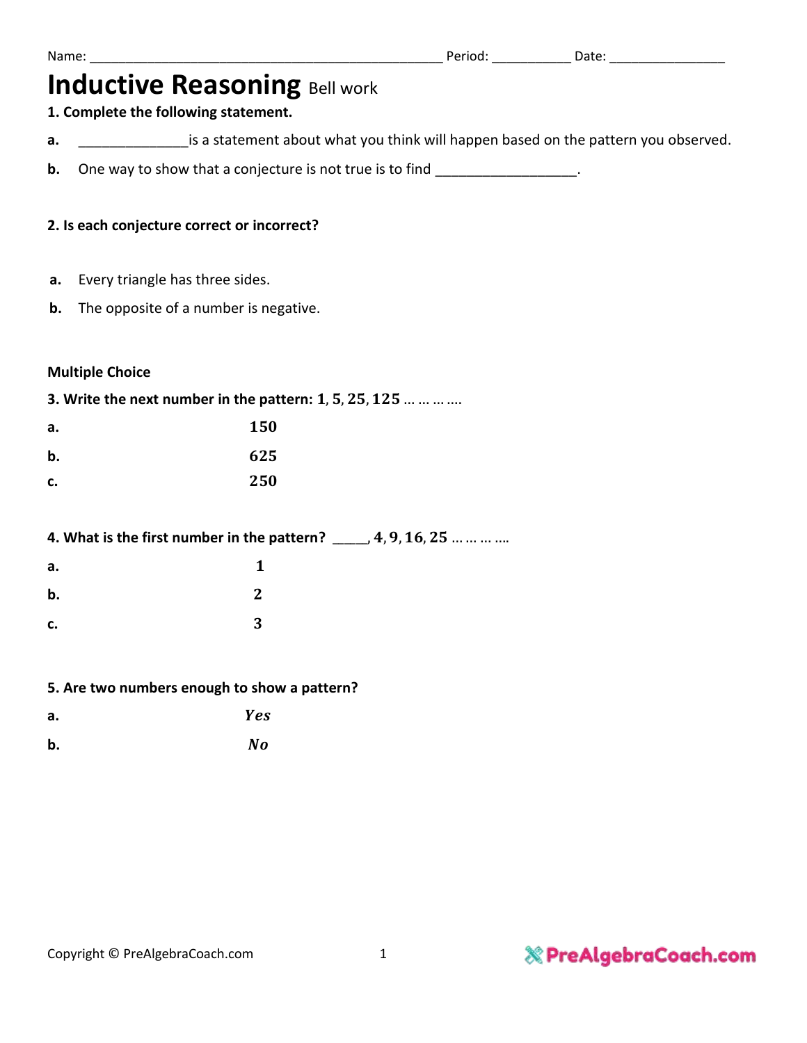Name: ________________________________________________ Period: __________ Date: _______________

# Inductive Reasoning Bell work

**1. Complete the following statement.**

**a.** ______________is a statement about what you think will happen based on the pattern you observed.

**b.** One way to show that a conjecture is not true is to find _________________.

**2. Is each conjecture correct or incorrect?**

**a.** Every triangle has three sides.

**b.** The opposite of a number is negative.

**Multiple Choice**

**3. Write the next number in the pattern: $1, 5, 25, 125$ … … … ….**

**a.** $150$

**b.** $625$

**c.** $250$

**4. What is the first number in the pattern? ____, $4, 9, 16, 25$ … … … ….**

**a.** $1$

**b.** $2$

**c.** $3$

**5. Are two numbers enough to show a pattern?**

**a.** $Yes$

**b.** $No$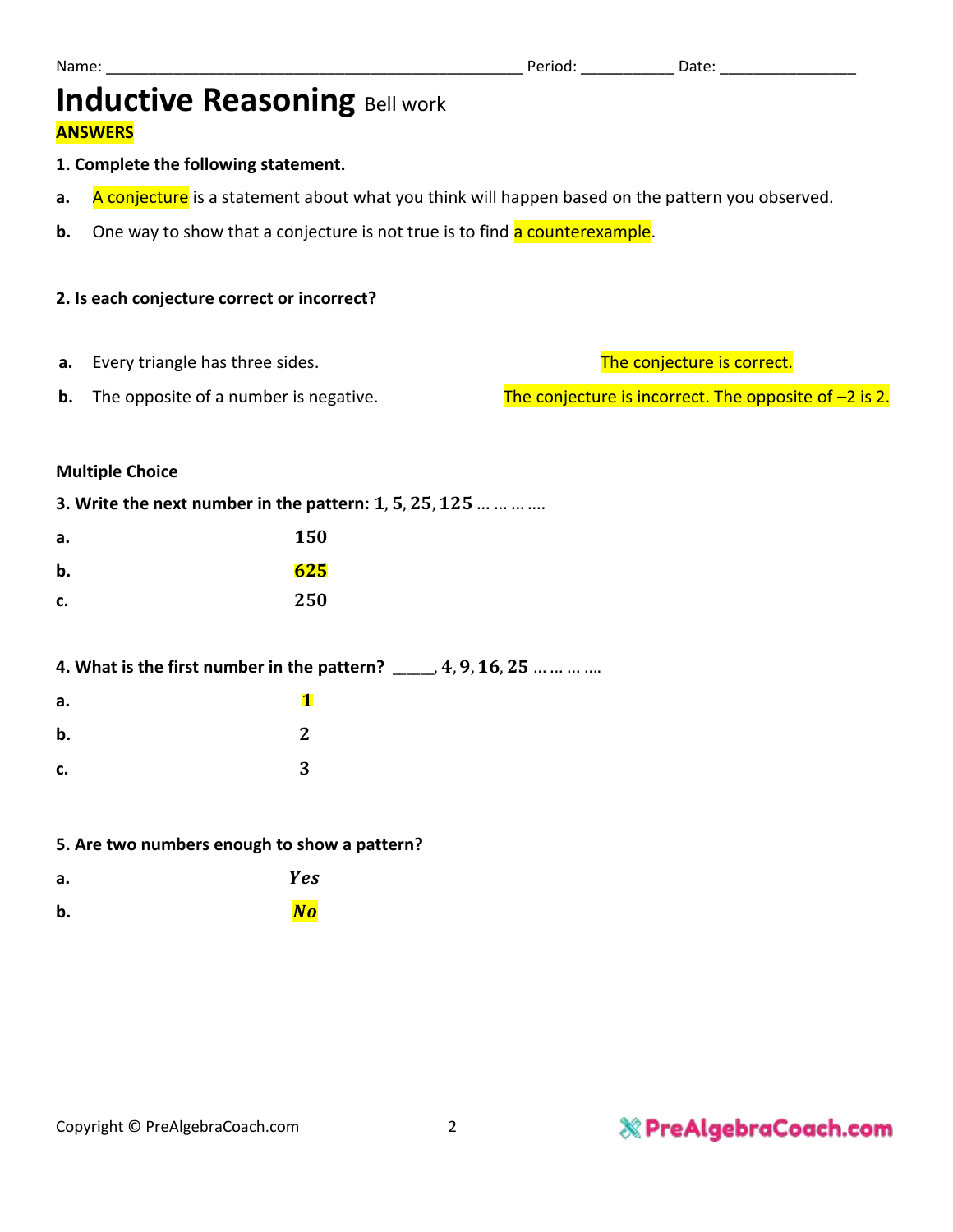Name: _______________________________________________ Period: __________ Date: _______________

# Inductive Reasoning Bell work

**ANSWERS**

**1. Complete the following statement.**

**a.** A conjecture is a statement about what you think will happen based on the pattern you observed.

**b.** One way to show that a conjecture is not true is to find a counterexample.

**2. Is each conjecture correct or incorrect?**

**a.** Every triangle has three sides. The conjecture is correct.

**b.** The opposite of a number is negative. The conjecture is incorrect. The opposite of –2 is 2.

**Multiple Choice**

**3. Write the next number in the pattern: $1, 5, 25, 125$ …………**

**a.** $150$

**b.** $625$

**c.** $250$

**4. What is the first number in the pattern? _____, $4, 9, 16, 25$ …………**

**a.** $1$

**b.** $2$

**c.** $3$

**5. Are two numbers enough to show a pattern?**

**a.** *Yes*

**b.** *No*

Copyright © PreAlgebraCoach.com

PreAlgebraCoach.com